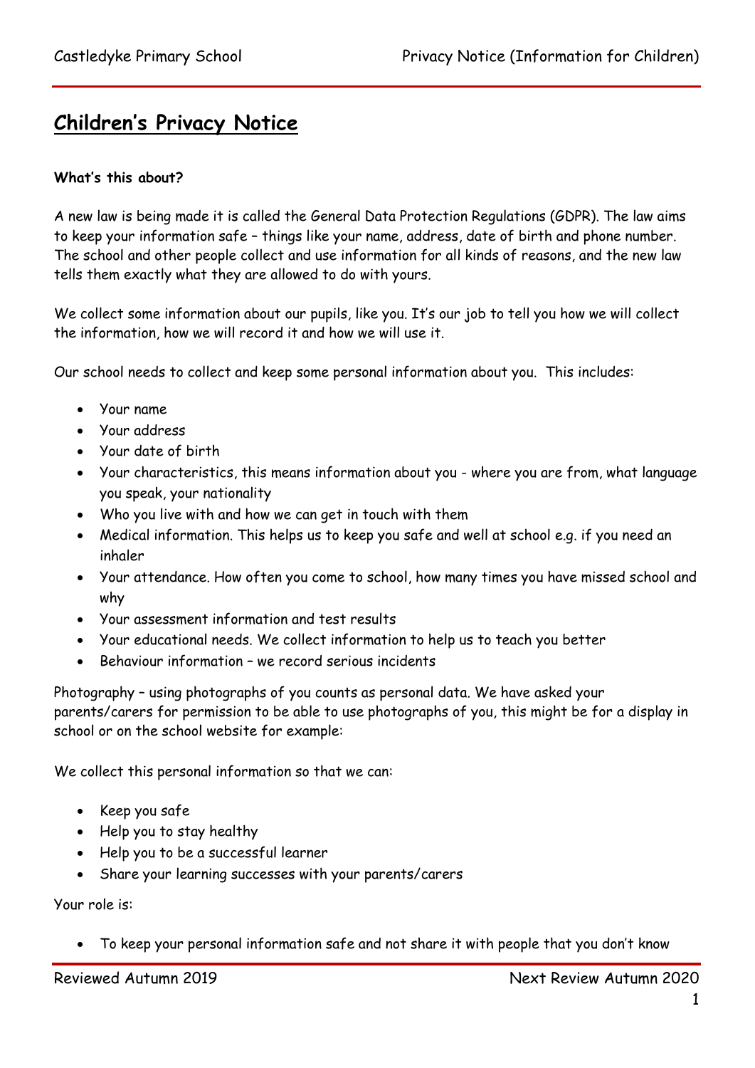# Children's Privacy Notice

**What's this about?**

A new law is being made it is called the General Data Protection Regulations (GDPR). The law aims to keep your information safe – things like your name, address, date of birth and phone number. The school and other people collect and use information for all kinds of reasons, and the new law tells them exactly what they are allowed to do with yours.

We collect some information about our pupils, like you. It's our job to tell you how we will collect the information, how we will record it and how we will use it.

Our school needs to collect and keep some personal information about you. This includes:

- Your name
- Your address
- Your date of birth
- Your characteristics, this means information about you - where you are from, what language you speak, your nationality
- Who you live with and how we can get in touch with them
- Medical information. This helps us to keep you safe and well at school e.g. if you need an inhaler
- Your attendance. How often you come to school, how many times you have missed school and why
- Your assessment information and test results
- Your educational needs. We collect information to help us to teach you better
- Behaviour information – we record serious incidents

Photography – using photographs of you counts as personal data. We have asked your parents/carers for permission to be able to use photographs of you, this might be for a display in school or on the school website for example:

We collect this personal information so that we can:

- Keep you safe
- Help you to stay healthy
- Help you to be a successful learner
- Share your learning successes with your parents/carers

Your role is:

- To keep your personal information safe and not share it with people that you don't know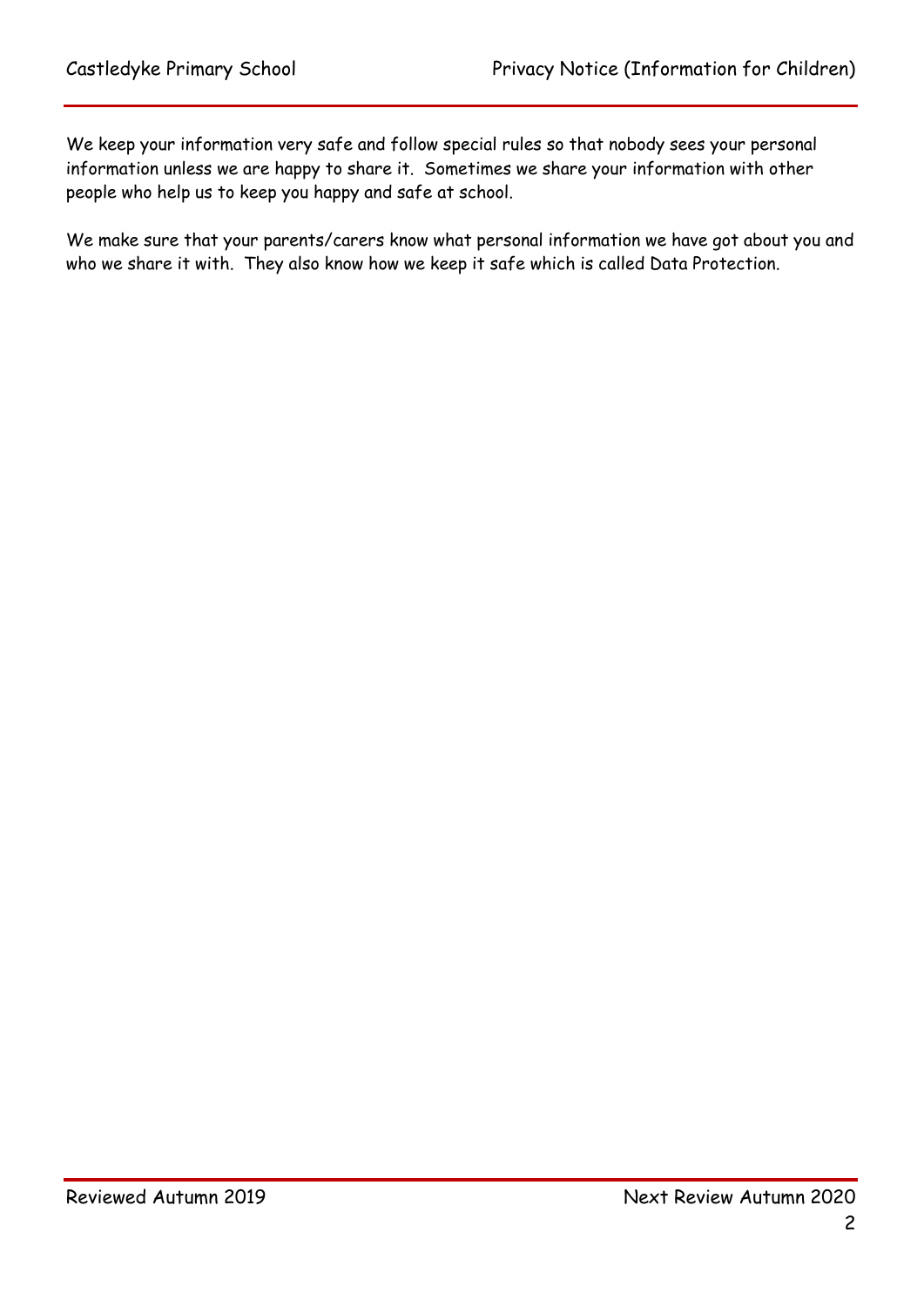We keep your information very safe and follow special rules so that nobody sees your personal information unless we are happy to share it. Sometimes we share your information with other people who help us to keep you happy and safe at school.

We make sure that your parents/carers know what personal information we have got about you and who we share it with. They also know how we keep it safe which is called Data Protection.